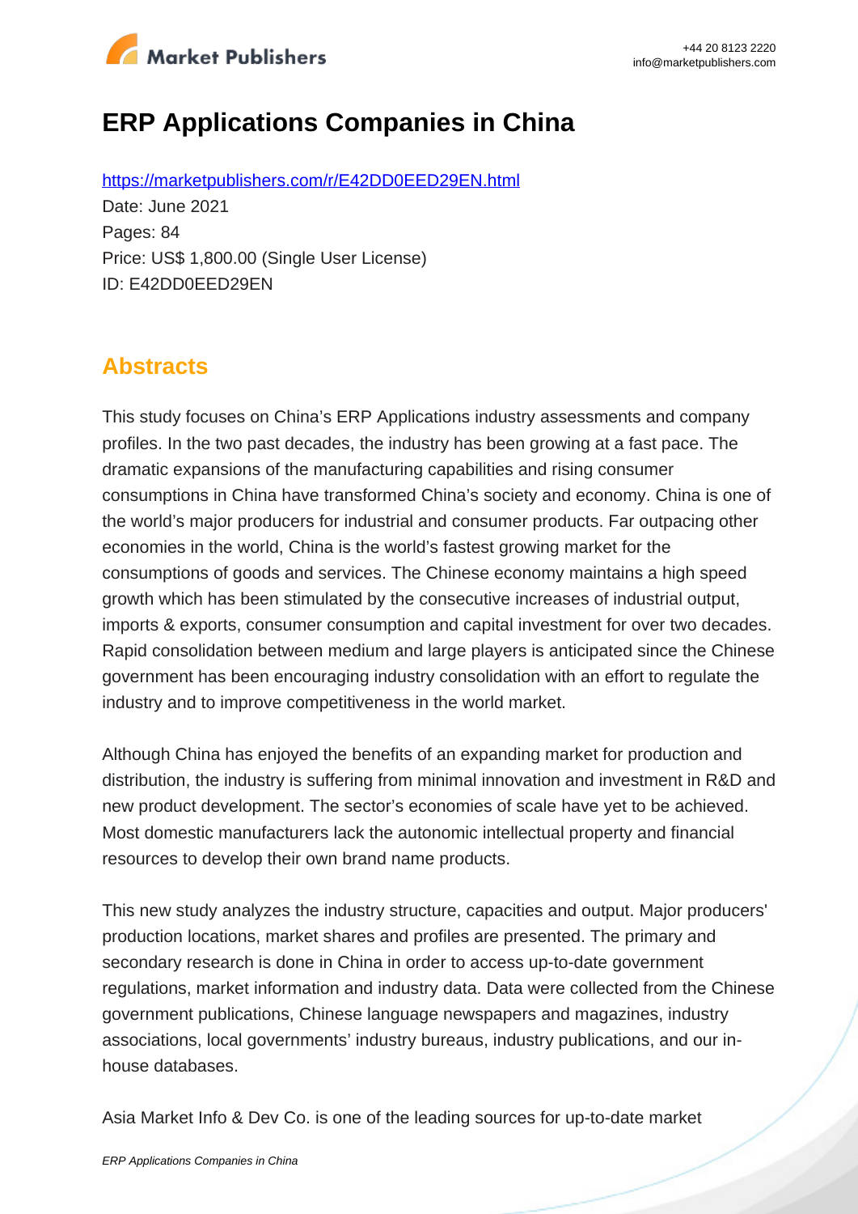# ERP Applications Companies in China

https://marketpublishers.com/r/E42DD0EED29EN.html

Date: June 2021

Pages: 84

Price: US$ 1,800.00 (Single User License)

ID: E42DD0EED29EN

## Abstracts

This study focuses on China's ERP Applications industry assessments and company profiles. In the two past decades, the industry has been growing at a fast pace. The dramatic expansions of the manufacturing capabilities and rising consumer consumptions in China have transformed China's society and economy. China is one of the world's major producers for industrial and consumer products. Far outpacing other economies in the world, China is the world's fastest growing market for the consumptions of goods and services. The Chinese economy maintains a high speed growth which has been stimulated by the consecutive increases of industrial output, imports & exports, consumer consumption and capital investment for over two decades. Rapid consolidation between medium and large players is anticipated since the Chinese government has been encouraging industry consolidation with an effort to regulate the industry and to improve competitiveness in the world market.

Although China has enjoyed the benefits of an expanding market for production and distribution, the industry is suffering from minimal innovation and investment in R&D and new product development. The sector's economies of scale have yet to be achieved. Most domestic manufacturers lack the autonomic intellectual property and financial resources to develop their own brand name products.

This new study analyzes the industry structure, capacities and output. Major producers' production locations, market shares and profiles are presented. The primary and secondary research is done in China in order to access up-to-date government regulations, market information and industry data. Data were collected from the Chinese government publications, Chinese language newspapers and magazines, industry associations, local governments' industry bureaus, industry publications, and our in-house databases.

Asia Market Info & Dev Co. is one of the leading sources for up-to-date market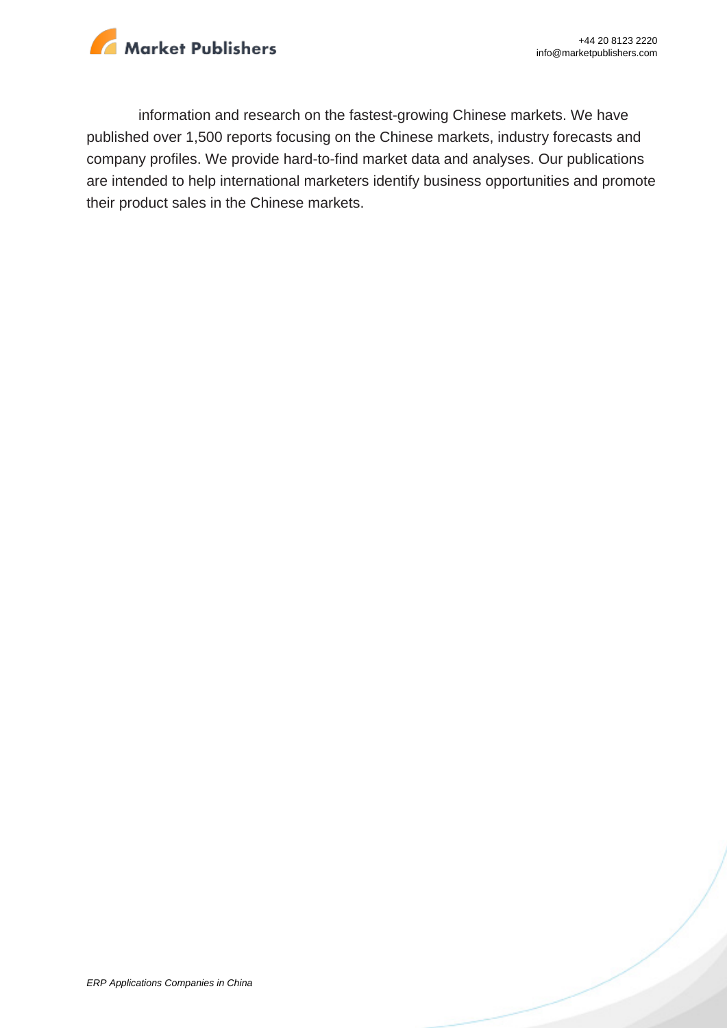information and research on the fastest-growing Chinese markets. We have published over 1,500 reports focusing on the Chinese markets, industry forecasts and company profiles. We provide hard-to-find market data and analyses. Our publications are intended to help international marketers identify business opportunities and promote their product sales in the Chinese markets.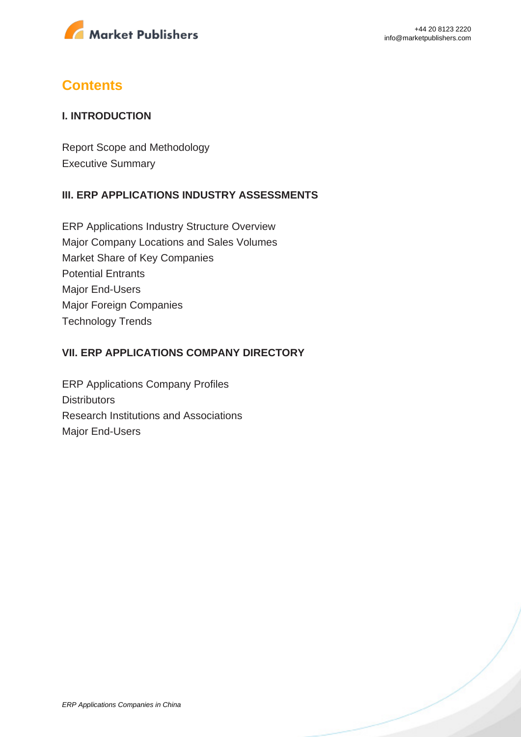## Contents

### I. INTRODUCTION

Report Scope and Methodology
Executive Summary

### III. ERP APPLICATIONS INDUSTRY ASSESSMENTS

ERP Applications Industry Structure Overview
Major Company Locations and Sales Volumes
Market Share of Key Companies
Potential Entrants
Major End-Users
Major Foreign Companies
Technology Trends

### VII. ERP APPLICATIONS COMPANY DIRECTORY

ERP Applications Company Profiles
Distributors
Research Institutions and Associations
Major End-Users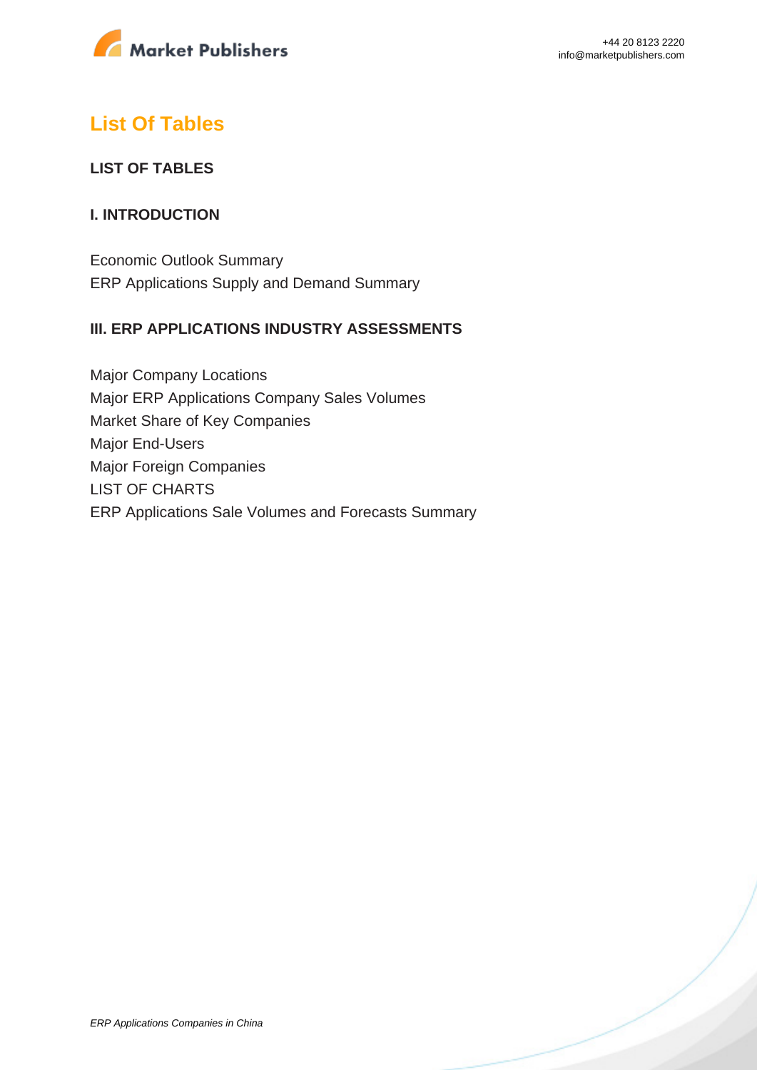# List Of Tables

## LIST OF TABLES

### I. INTRODUCTION

Economic Outlook Summary
ERP Applications Supply and Demand Summary

### III. ERP APPLICATIONS INDUSTRY ASSESSMENTS

Major Company Locations
Major ERP Applications Company Sales Volumes
Market Share of Key Companies
Major End-Users
Major Foreign Companies
LIST OF CHARTS
ERP Applications Sale Volumes and Forecasts Summary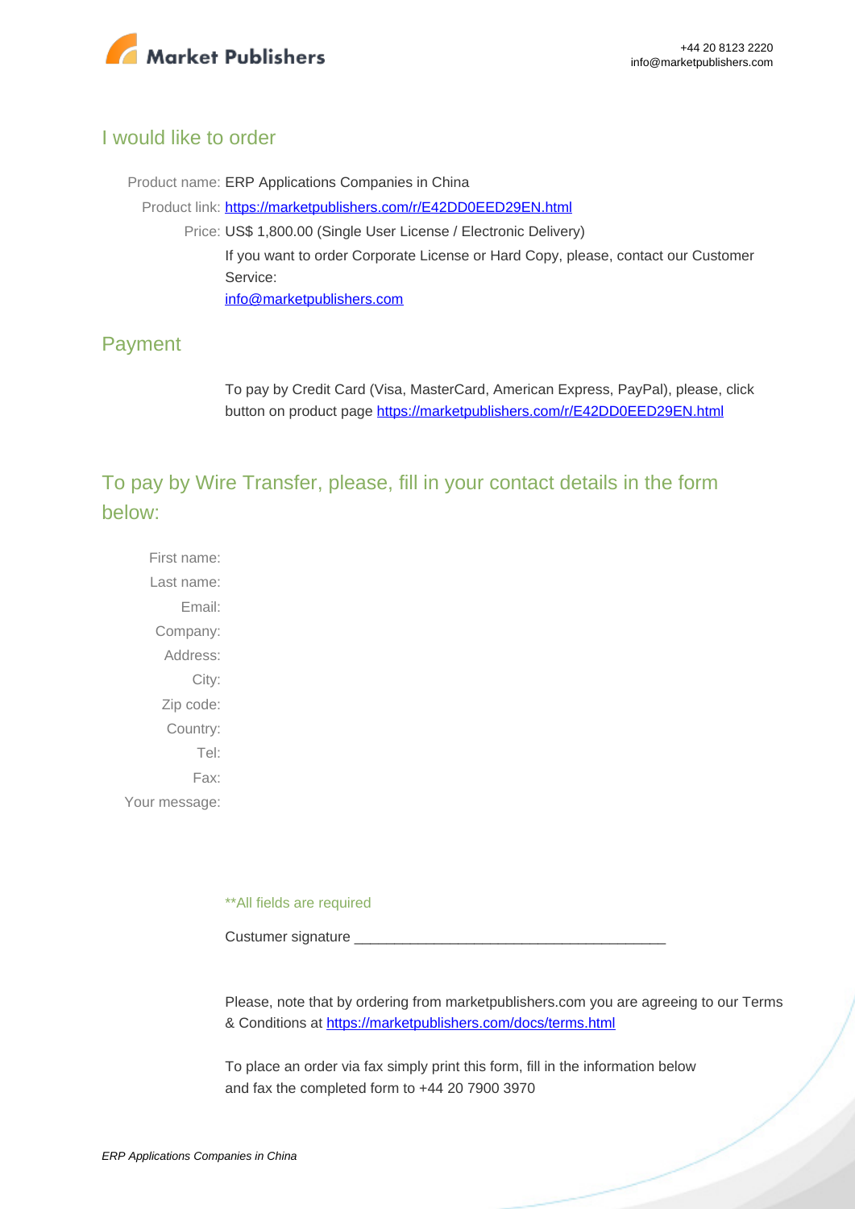## I would like to order

Product name: ERP Applications Companies in China

Product link: https://marketpublishers.com/r/E42DD0EED29EN.html

Price: US$ 1,800.00 (Single User License / Electronic Delivery)

If you want to order Corporate License or Hard Copy, please, contact our Customer Service:

info@marketpublishers.com

## Payment

To pay by Credit Card (Visa, MasterCard, American Express, PayPal), please, click button on product page https://marketpublishers.com/r/E42DD0EED29EN.html

## To pay by Wire Transfer, please, fill in your contact details in the form below:

First name:

Last name:

Email:

Company:

Address:

City:

Zip code:

Country:

Tel:

Fax:

Your message:

**All fields are required

Custumer signature _______________________________________

Please, note that by ordering from marketpublishers.com you are agreeing to our Terms & Conditions at https://marketpublishers.com/docs/terms.html

To place an order via fax simply print this form, fill in the information below and fax the completed form to +44 20 7900 3970